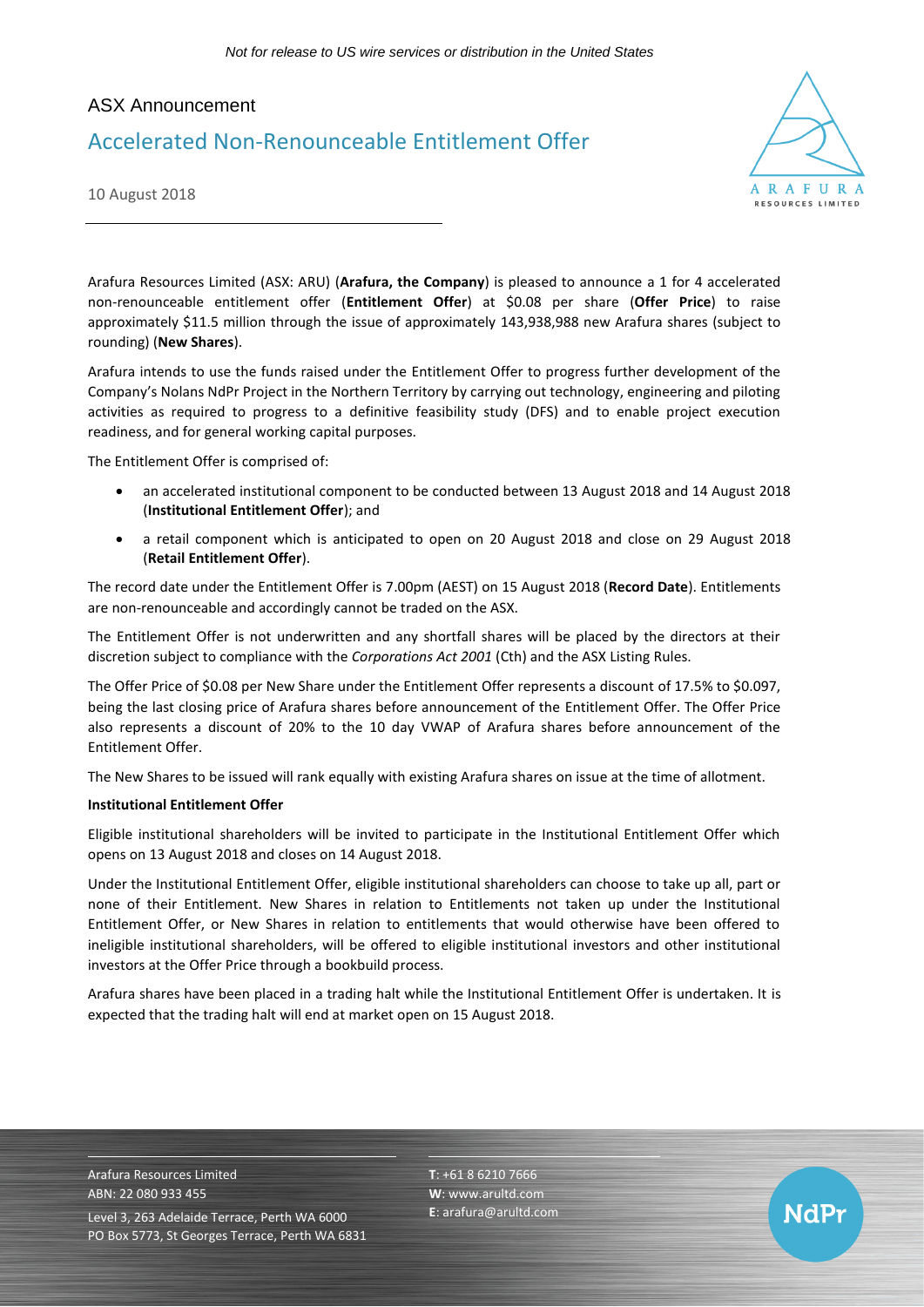*Not for release to US wire services or distribution in the United States*

ASX Announcement

# Accelerated Non-Renounceable Entitlement Offer

10 August 2018

Arafura Resources Limited (ASX: ARU) (**Arafura, the Company**) is pleased to announce a 1 for 4 accelerated non-renounceable entitlement offer (**Entitlement Offer**) at $0.08 per share (**Offer Price**) to raise approximately $11.5 million through the issue of approximately 143,938,988 new Arafura shares (subject to rounding) (**New Shares**).

Arafura intends to use the funds raised under the Entitlement Offer to progress further development of the Company's Nolans NdPr Project in the Northern Territory by carrying out technology, engineering and piloting activities as required to progress to a definitive feasibility study (DFS) and to enable project execution readiness, and for general working capital purposes.

The Entitlement Offer is comprised of:

- an accelerated institutional component to be conducted between 13 August 2018 and 14 August 2018 (**Institutional Entitlement Offer**); and
- a retail component which is anticipated to open on 20 August 2018 and close on 29 August 2018 (**Retail Entitlement Offer**).

The record date under the Entitlement Offer is 7.00pm (AEST) on 15 August 2018 (**Record Date**). Entitlements are non-renounceable and accordingly cannot be traded on the ASX.

The Entitlement Offer is not underwritten and any shortfall shares will be placed by the directors at their discretion subject to compliance with the *Corporations Act 2001* (Cth) and the ASX Listing Rules.

The Offer Price of $0.08 per New Share under the Entitlement Offer represents a discount of 17.5% to $0.097, being the last closing price of Arafura shares before announcement of the Entitlement Offer. The Offer Price also represents a discount of 20% to the 10 day VWAP of Arafura shares before announcement of the Entitlement Offer.

The New Shares to be issued will rank equally with existing Arafura shares on issue at the time of allotment.

**Institutional Entitlement Offer**

Eligible institutional shareholders will be invited to participate in the Institutional Entitlement Offer which opens on 13 August 2018 and closes on 14 August 2018.

Under the Institutional Entitlement Offer, eligible institutional shareholders can choose to take up all, part or none of their Entitlement. New Shares in relation to Entitlements not taken up under the Institutional Entitlement Offer, or New Shares in relation to entitlements that would otherwise have been offered to ineligible institutional shareholders, will be offered to eligible institutional investors and other institutional investors at the Offer Price through a bookbuild process.

Arafura shares have been placed in a trading halt while the Institutional Entitlement Offer is undertaken. It is expected that the trading halt will end at market open on 15 August 2018.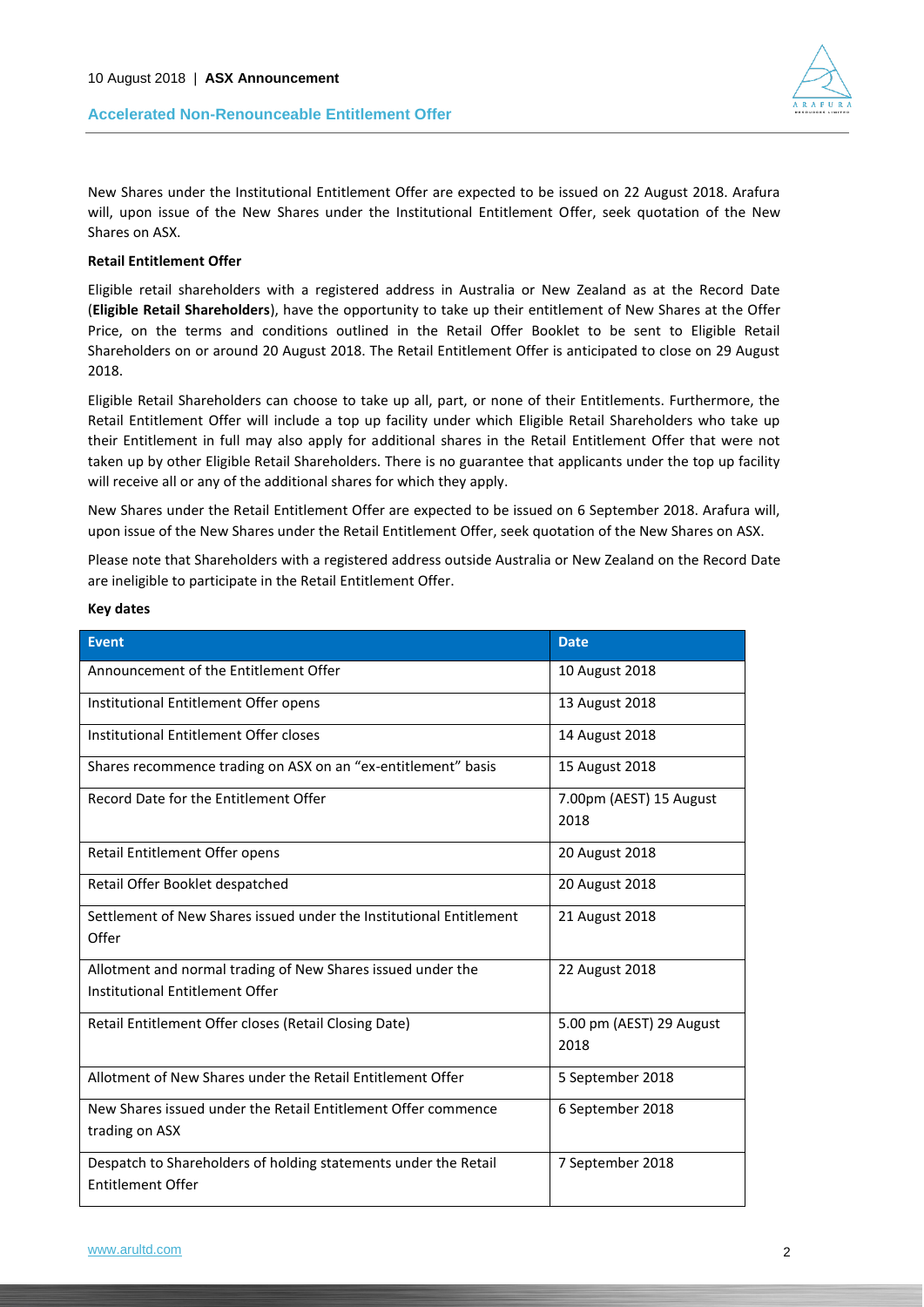New Shares under the Institutional Entitlement Offer are expected to be issued on 22 August 2018. Arafura will, upon issue of the New Shares under the Institutional Entitlement Offer, seek quotation of the New Shares on ASX.

**Retail Entitlement Offer**

Eligible retail shareholders with a registered address in Australia or New Zealand as at the Record Date (**Eligible Retail Shareholders**), have the opportunity to take up their entitlement of New Shares at the Offer Price, on the terms and conditions outlined in the Retail Offer Booklet to be sent to Eligible Retail Shareholders on or around 20 August 2018. The Retail Entitlement Offer is anticipated to close on 29 August 2018.

Eligible Retail Shareholders can choose to take up all, part, or none of their Entitlements. Furthermore, the Retail Entitlement Offer will include a top up facility under which Eligible Retail Shareholders who take up their Entitlement in full may also apply for additional shares in the Retail Entitlement Offer that were not taken up by other Eligible Retail Shareholders. There is no guarantee that applicants under the top up facility will receive all or any of the additional shares for which they apply.

New Shares under the Retail Entitlement Offer are expected to be issued on 6 September 2018. Arafura will, upon issue of the New Shares under the Retail Entitlement Offer, seek quotation of the New Shares on ASX.

Please note that Shareholders with a registered address outside Australia or New Zealand on the Record Date are ineligible to participate in the Retail Entitlement Offer.

**Key dates**

| Event | Date |
|---|---|
| Announcement of the Entitlement Offer | 10 August 2018 |
| Institutional Entitlement Offer opens | 13 August 2018 |
| Institutional Entitlement Offer closes | 14 August 2018 |
| Shares recommence trading on ASX on an "ex-entitlement" basis | 15 August 2018 |
| Record Date for the Entitlement Offer | 7.00pm (AEST) 15 August 2018 |
| Retail Entitlement Offer opens | 20 August 2018 |
| Retail Offer Booklet despatched | 20 August 2018 |
| Settlement of New Shares issued under the Institutional Entitlement Offer | 21 August 2018 |
| Allotment and normal trading of New Shares issued under the Institutional Entitlement Offer | 22 August 2018 |
| Retail Entitlement Offer closes (Retail Closing Date) | 5.00 pm (AEST) 29 August 2018 |
| Allotment of New Shares under the Retail Entitlement Offer | 5 September 2018 |
| New Shares issued under the Retail Entitlement Offer commence trading on ASX | 6 September 2018 |
| Despatch to Shareholders of holding statements under the Retail Entitlement Offer | 7 September 2018 |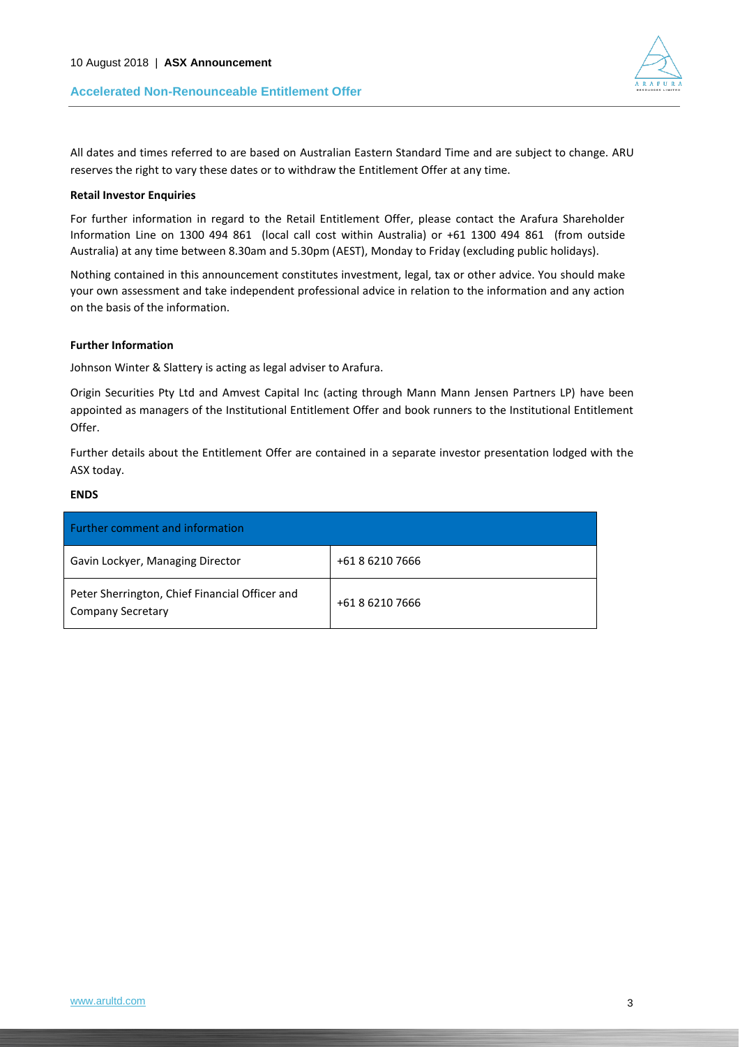All dates and times referred to are based on Australian Eastern Standard Time and are subject to change. ARU reserves the right to vary these dates or to withdraw the Entitlement Offer at any time.

**Retail Investor Enquiries**

For further information in regard to the Retail Entitlement Offer, please contact the Arafura Shareholder Information Line on 1300 494 861 (local call cost within Australia) or +61 1300 494 861 (from outside Australia) at any time between 8.30am and 5.30pm (AEST), Monday to Friday (excluding public holidays).

Nothing contained in this announcement constitutes investment, legal, tax or other advice. You should make your own assessment and take independent professional advice in relation to the information and any action on the basis of the information.

**Further Information**

Johnson Winter & Slattery is acting as legal adviser to Arafura.

Origin Securities Pty Ltd and Amvest Capital Inc (acting through Mann Mann Jensen Partners LP) have been appointed as managers of the Institutional Entitlement Offer and book runners to the Institutional Entitlement Offer.

Further details about the Entitlement Offer are contained in a separate investor presentation lodged with the ASX today.

**ENDS**

| Further comment and information | |
|---|---|
| Gavin Lockyer, Managing Director | +61 8 6210 7666 |
| Peter Sherrington, Chief Financial Officer and Company Secretary | +61 8 6210 7666 |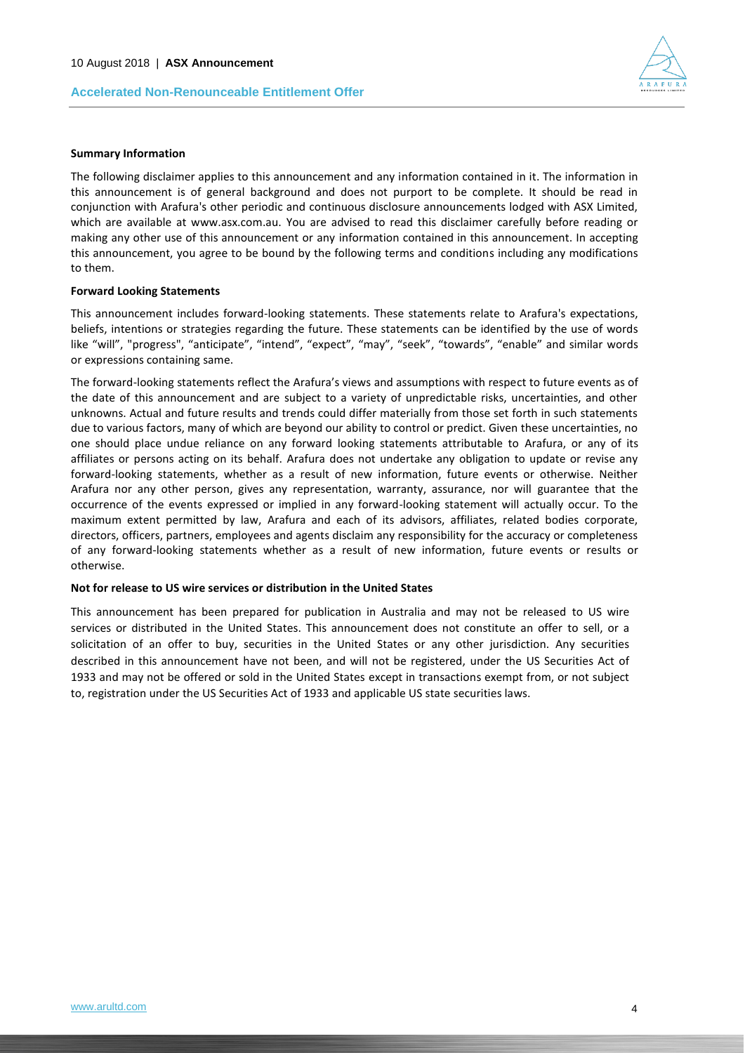**Summary Information**

The following disclaimer applies to this announcement and any information contained in it. The information in this announcement is of general background and does not purport to be complete. It should be read in conjunction with Arafura's other periodic and continuous disclosure announcements lodged with ASX Limited, which are available at www.asx.com.au. You are advised to read this disclaimer carefully before reading or making any other use of this announcement or any information contained in this announcement. In accepting this announcement, you agree to be bound by the following terms and conditions including any modifications to them.

**Forward Looking Statements**

This announcement includes forward-looking statements. These statements relate to Arafura's expectations, beliefs, intentions or strategies regarding the future. These statements can be identified by the use of words like "will", "progress", "anticipate", "intend", "expect", "may", "seek", "towards", "enable" and similar words or expressions containing same.

The forward-looking statements reflect the Arafura's views and assumptions with respect to future events as of the date of this announcement and are subject to a variety of unpredictable risks, uncertainties, and other unknowns. Actual and future results and trends could differ materially from those set forth in such statements due to various factors, many of which are beyond our ability to control or predict. Given these uncertainties, no one should place undue reliance on any forward looking statements attributable to Arafura, or any of its affiliates or persons acting on its behalf. Arafura does not undertake any obligation to update or revise any forward-looking statements, whether as a result of new information, future events or otherwise. Neither Arafura nor any other person, gives any representation, warranty, assurance, nor will guarantee that the occurrence of the events expressed or implied in any forward-looking statement will actually occur. To the maximum extent permitted by law, Arafura and each of its advisors, affiliates, related bodies corporate, directors, officers, partners, employees and agents disclaim any responsibility for the accuracy or completeness of any forward-looking statements whether as a result of new information, future events or results or otherwise.

**Not for release to US wire services or distribution in the United States**

This announcement has been prepared for publication in Australia and may not be released to US wire services or distributed in the United States. This announcement does not constitute an offer to sell, or a solicitation of an offer to buy, securities in the United States or any other jurisdiction. Any securities described in this announcement have not been, and will not be registered, under the US Securities Act of 1933 and may not be offered or sold in the United States except in transactions exempt from, or not subject to, registration under the US Securities Act of 1933 and applicable US state securities laws.